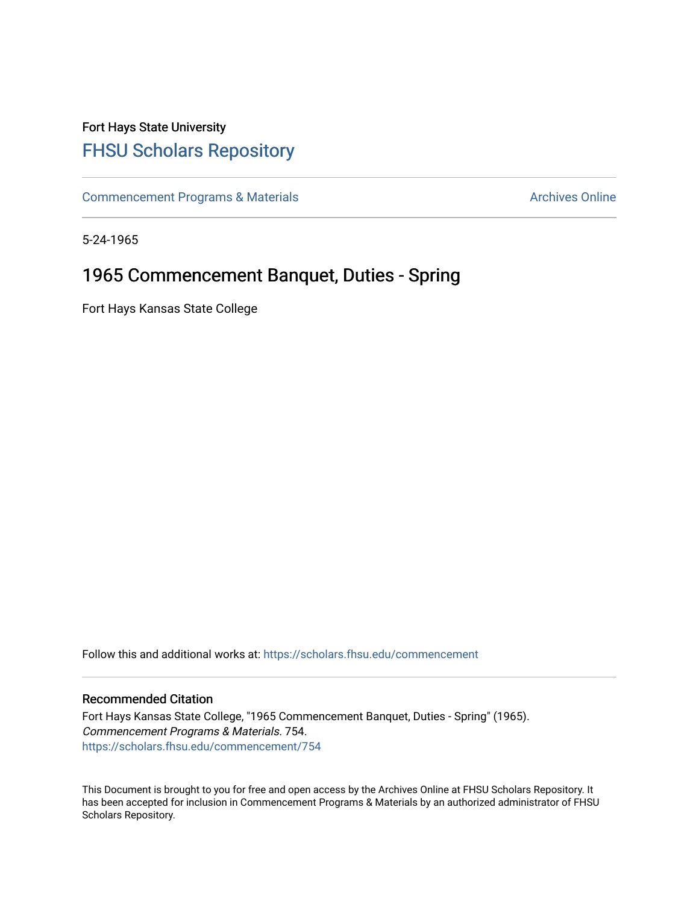Fort Hays State University

# FHSU Scholars Repository

Commencement Programs & Materials

Archives Online

5-24-1965

## 1965 Commencement Banquet, Duties - Spring

Fort Hays Kansas State College

Follow this and additional works at: https://scholars.fhsu.edu/commencement

### Recommended Citation

Fort Hays Kansas State College, "1965 Commencement Banquet, Duties - Spring" (1965). *Commencement Programs & Materials*. 754.
https://scholars.fhsu.edu/commencement/754

This Document is brought to you for free and open access by the Archives Online at FHSU Scholars Repository. It has been accepted for inclusion in Commencement Programs & Materials by an authorized administrator of FHSU Scholars Repository.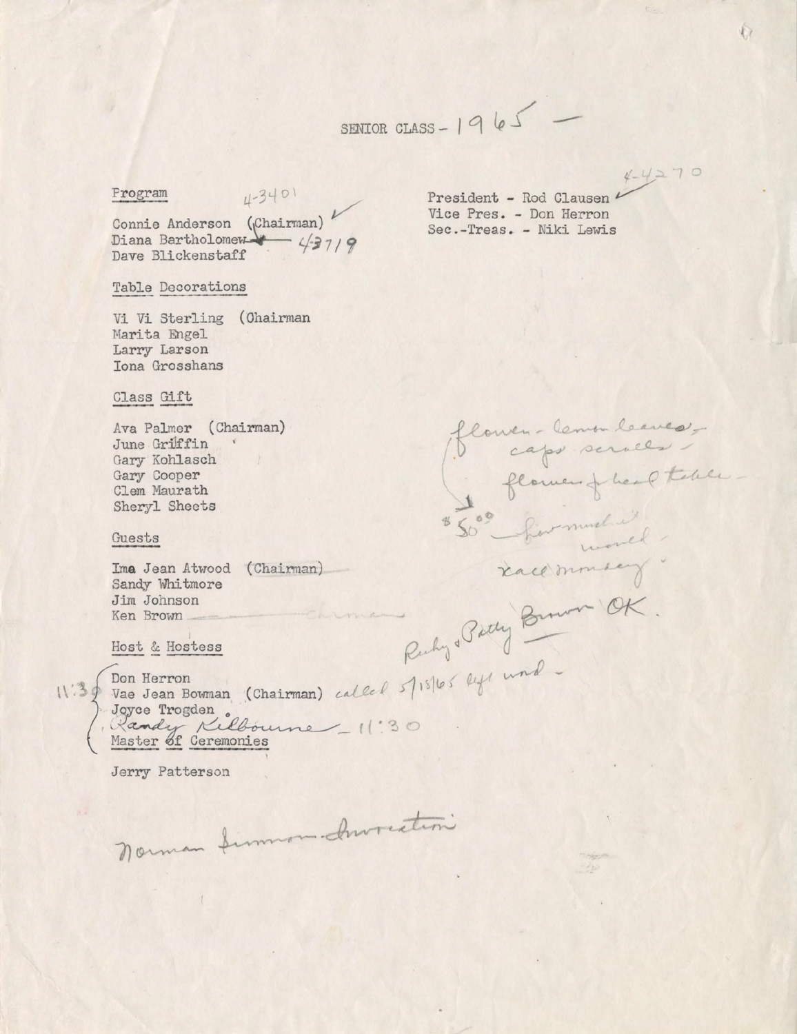# SENIOR CLASS - 1965 —

President - Rod Clausen ✓ 4-4270
Vice Pres. - Don Herron
Sec.-Treas. - Niki Lewis

## Program

4-3401

Connie Anderson (Chairman) ✓
Diana Bartholomew — 4-3719
Dave Blickenstaff

## Table Decorations

Vi Vi Sterling (Chairman
Marita Engel
Larry Larson
Iona Grosshans

## Class Gift

Ava Palmer (Chairman)
June Griffin
Gary Kohlasch
Gary Cooper
Clem Maurath
Sheryl Sheets

flowers - lemon leaves - caps scrolls - flowers for head table -
$50.00 - how much it would - call Monday -

## Guests

Ima Jean Atwood (Chairman)
Sandy Whitmore
Jim Johnson
Ken Brown — Chairman

Ruby & Patty Brown OK.

## Host & Hostess

11:30 Don Herron
Vae Jean Bowman (Chairman) called 5/18/65 left word -
Joyce Trogden
Randy Kilbourne — 11:30

## Master of Ceremonies

Jerry Patterson

Norman Simmons - Invocation